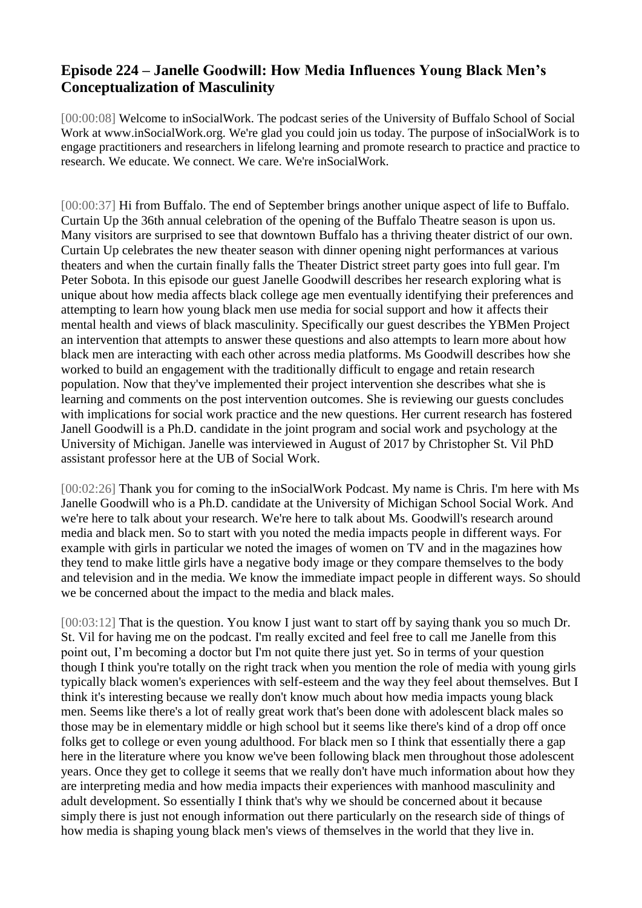## Episode 224 – Janelle Goodwill: How Media Influences Young Black Men's Conceptualization of Masculinity

[00:00:08] Welcome to inSocialWork. The podcast series of the University of Buffalo School of Social Work at www.inSocialWork.org. We're glad you could join us today. The purpose of inSocialWork is to engage practitioners and researchers in lifelong learning and promote research to practice and practice to research. We educate. We connect. We care. We're inSocialWork.

[00:00:37] Hi from Buffalo. The end of September brings another unique aspect of life to Buffalo. Curtain Up the 36th annual celebration of the opening of the Buffalo Theatre season is upon us. Many visitors are surprised to see that downtown Buffalo has a thriving theater district of our own. Curtain Up celebrates the new theater season with dinner opening night performances at various theaters and when the curtain finally falls the Theater District street party goes into full gear. I'm Peter Sobota. In this episode our guest Janelle Goodwill describes her research exploring what is unique about how media affects black college age men eventually identifying their preferences and attempting to learn how young black men use media for social support and how it affects their mental health and views of black masculinity. Specifically our guest describes the YBMen Project an intervention that attempts to answer these questions and also attempts to learn more about how black men are interacting with each other across media platforms. Ms Goodwill describes how she worked to build an engagement with the traditionally difficult to engage and retain research population. Now that they've implemented their project intervention she describes what she is learning and comments on the post intervention outcomes. She is reviewing our guests concludes with implications for social work practice and the new questions. Her current research has fostered Janell Goodwill is a Ph.D. candidate in the joint program and social work and psychology at the University of Michigan. Janelle was interviewed in August of 2017 by Christopher St. Vil PhD assistant professor here at the UB of Social Work.

[00:02:26] Thank you for coming to the inSocialWork Podcast. My name is Chris. I'm here with Ms Janelle Goodwill who is a Ph.D. candidate at the University of Michigan School Social Work. And we're here to talk about your research. We're here to talk about Ms. Goodwill's research around media and black men. So to start with you noted the media impacts people in different ways. For example with girls in particular we noted the images of women on TV and in the magazines how they tend to make little girls have a negative body image or they compare themselves to the body and television and in the media. We know the immediate impact people in different ways. So should we be concerned about the impact to the media and black males.

[00:03:12] That is the question. You know I just want to start off by saying thank you so much Dr. St. Vil for having me on the podcast. I'm really excited and feel free to call me Janelle from this point out, I'm becoming a doctor but I'm not quite there just yet. So in terms of your question though I think you're totally on the right track when you mention the role of media with young girls typically black women's experiences with self-esteem and the way they feel about themselves. But I think it's interesting because we really don't know much about how media impacts young black men. Seems like there's a lot of really great work that's been done with adolescent black males so those may be in elementary middle or high school but it seems like there's kind of a drop off once folks get to college or even young adulthood. For black men so I think that essentially there a gap here in the literature where you know we've been following black men throughout those adolescent years. Once they get to college it seems that we really don't have much information about how they are interpreting media and how media impacts their experiences with manhood masculinity and adult development. So essentially I think that's why we should be concerned about it because simply there is just not enough information out there particularly on the research side of things of how media is shaping young black men's views of themselves in the world that they live in.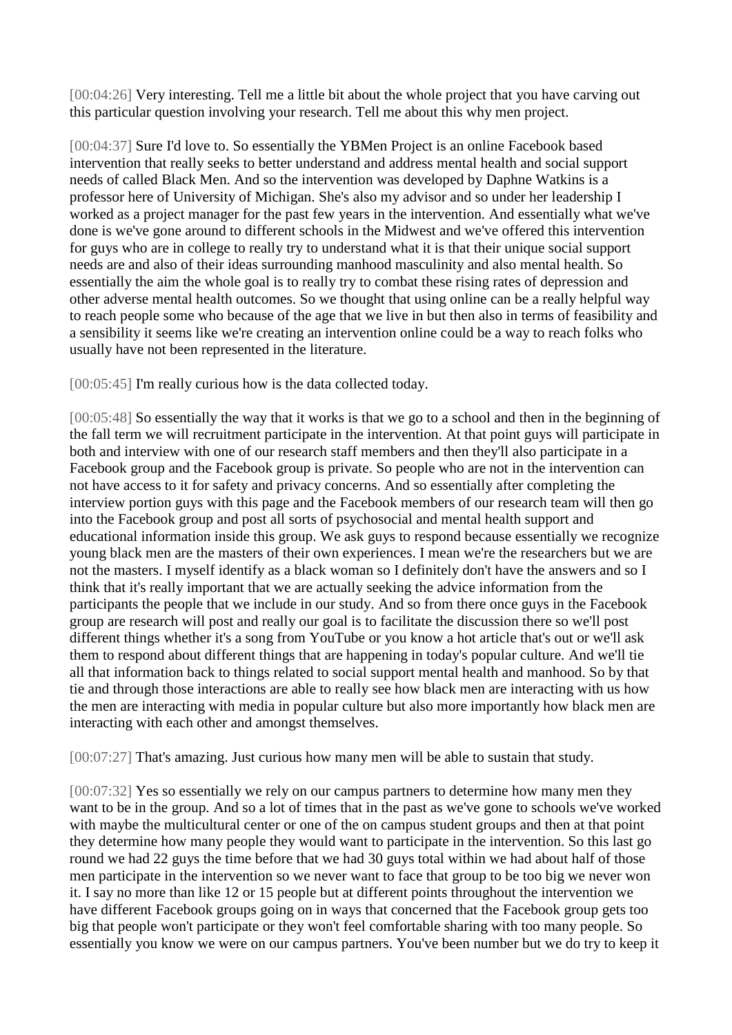[00:04:26] Very interesting. Tell me a little bit about the whole project that you have carving out this particular question involving your research. Tell me about this why men project.

[00:04:37] Sure I'd love to. So essentially the YBMen Project is an online Facebook based intervention that really seeks to better understand and address mental health and social support needs of called Black Men. And so the intervention was developed by Daphne Watkins is a professor here of University of Michigan. She's also my advisor and so under her leadership I worked as a project manager for the past few years in the intervention. And essentially what we've done is we've gone around to different schools in the Midwest and we've offered this intervention for guys who are in college to really try to understand what it is that their unique social support needs are and also of their ideas surrounding manhood masculinity and also mental health. So essentially the aim the whole goal is to really try to combat these rising rates of depression and other adverse mental health outcomes. So we thought that using online can be a really helpful way to reach people some who because of the age that we live in but then also in terms of feasibility and a sensibility it seems like we're creating an intervention online could be a way to reach folks who usually have not been represented in the literature.

[00:05:45] I'm really curious how is the data collected today.

[00:05:48] So essentially the way that it works is that we go to a school and then in the beginning of the fall term we will recruitment participate in the intervention. At that point guys will participate in both and interview with one of our research staff members and then they'll also participate in a Facebook group and the Facebook group is private. So people who are not in the intervention can not have access to it for safety and privacy concerns. And so essentially after completing the interview portion guys with this page and the Facebook members of our research team will then go into the Facebook group and post all sorts of psychosocial and mental health support and educational information inside this group. We ask guys to respond because essentially we recognize young black men are the masters of their own experiences. I mean we're the researchers but we are not the masters. I myself identify as a black woman so I definitely don't have the answers and so I think that it's really important that we are actually seeking the advice information from the participants the people that we include in our study. And so from there once guys in the Facebook group are research will post and really our goal is to facilitate the discussion there so we'll post different things whether it's a song from YouTube or you know a hot article that's out or we'll ask them to respond about different things that are happening in today's popular culture. And we'll tie all that information back to things related to social support mental health and manhood. So by that tie and through those interactions are able to really see how black men are interacting with us how the men are interacting with media in popular culture but also more importantly how black men are interacting with each other and amongst themselves.

[00:07:27] That's amazing. Just curious how many men will be able to sustain that study.

[00:07:32] Yes so essentially we rely on our campus partners to determine how many men they want to be in the group. And so a lot of times that in the past as we've gone to schools we've worked with maybe the multicultural center or one of the on campus student groups and then at that point they determine how many people they would want to participate in the intervention. So this last go round we had 22 guys the time before that we had 30 guys total within we had about half of those men participate in the intervention so we never want to face that group to be too big we never won it. I say no more than like 12 or 15 people but at different points throughout the intervention we have different Facebook groups going on in ways that concerned that the Facebook group gets too big that people won't participate or they won't feel comfortable sharing with too many people. So essentially you know we were on our campus partners. You've been number but we do try to keep it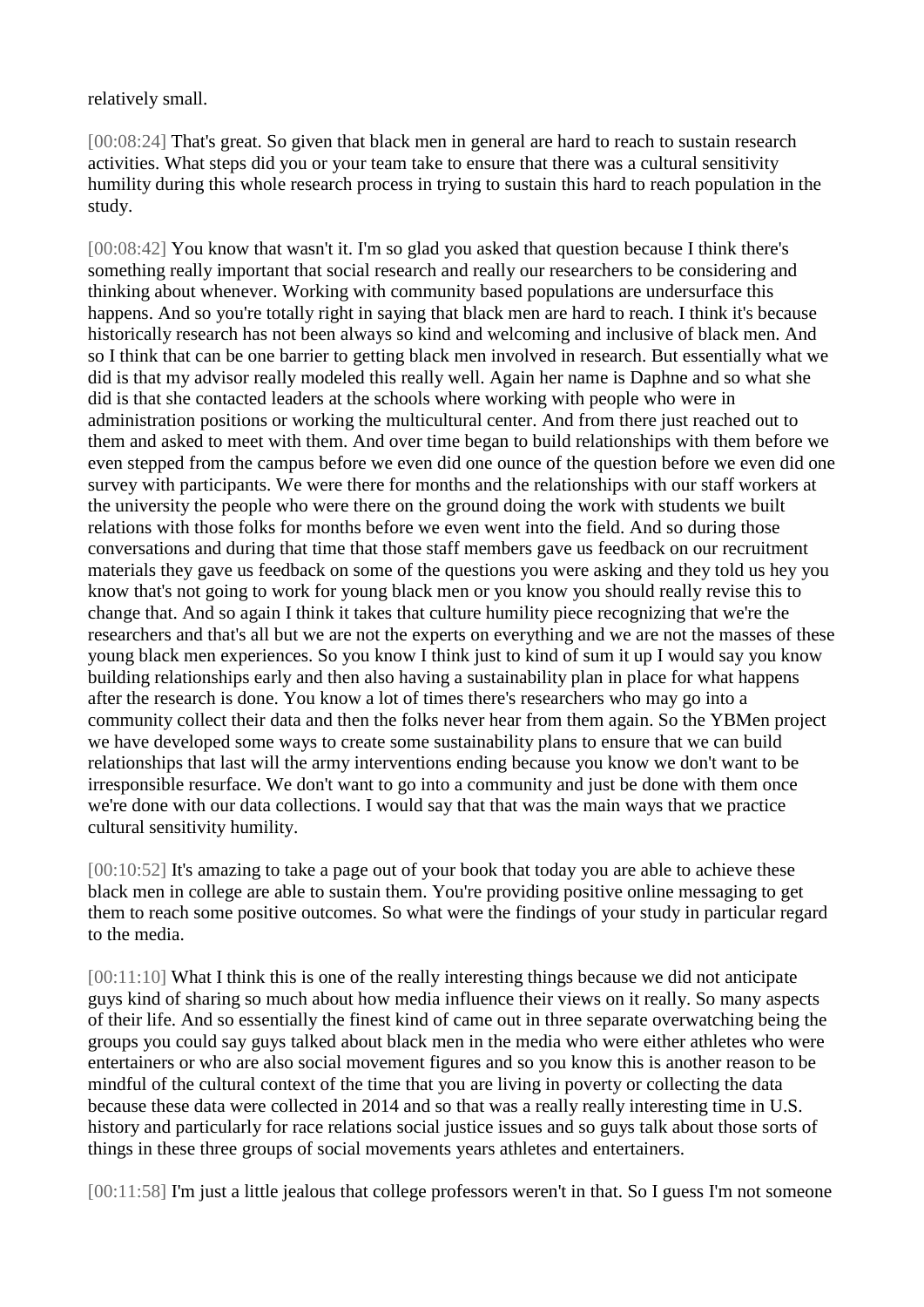relatively small.

[00:08:24] That's great. So given that black men in general are hard to reach to sustain research activities. What steps did you or your team take to ensure that there was a cultural sensitivity humility during this whole research process in trying to sustain this hard to reach population in the study.

[00:08:42] You know that wasn't it. I'm so glad you asked that question because I think there's something really important that social research and really our researchers to be considering and thinking about whenever. Working with community based populations are undersurface this happens. And so you're totally right in saying that black men are hard to reach. I think it's because historically research has not been always so kind and welcoming and inclusive of black men. And so I think that can be one barrier to getting black men involved in research. But essentially what we did is that my advisor really modeled this really well. Again her name is Daphne and so what she did is that she contacted leaders at the schools where working with people who were in administration positions or working the multicultural center. And from there just reached out to them and asked to meet with them. And over time began to build relationships with them before we even stepped from the campus before we even did one ounce of the question before we even did one survey with participants. We were there for months and the relationships with our staff workers at the university the people who were there on the ground doing the work with students we built relations with those folks for months before we even went into the field. And so during those conversations and during that time that those staff members gave us feedback on our recruitment materials they gave us feedback on some of the questions you were asking and they told us hey you know that's not going to work for young black men or you know you should really revise this to change that. And so again I think it takes that culture humility piece recognizing that we're the researchers and that's all but we are not the experts on everything and we are not the masses of these young black men experiences. So you know I think just to kind of sum it up I would say you know building relationships early and then also having a sustainability plan in place for what happens after the research is done. You know a lot of times there's researchers who may go into a community collect their data and then the folks never hear from them again. So the YBMen project we have developed some ways to create some sustainability plans to ensure that we can build relationships that last will the army interventions ending because you know we don't want to be irresponsible resurface. We don't want to go into a community and just be done with them once we're done with our data collections. I would say that that was the main ways that we practice cultural sensitivity humility.

[00:10:52] It's amazing to take a page out of your book that today you are able to achieve these black men in college are able to sustain them. You're providing positive online messaging to get them to reach some positive outcomes. So what were the findings of your study in particular regard to the media.

[00:11:10] What I think this is one of the really interesting things because we did not anticipate guys kind of sharing so much about how media influence their views on it really. So many aspects of their life. And so essentially the finest kind of came out in three separate overwatching being the groups you could say guys talked about black men in the media who were either athletes who were entertainers or who are also social movement figures and so you know this is another reason to be mindful of the cultural context of the time that you are living in poverty or collecting the data because these data were collected in 2014 and so that was a really really interesting time in U.S. history and particularly for race relations social justice issues and so guys talk about those sorts of things in these three groups of social movements years athletes and entertainers.

[00:11:58] I'm just a little jealous that college professors weren't in that. So I guess I'm not someone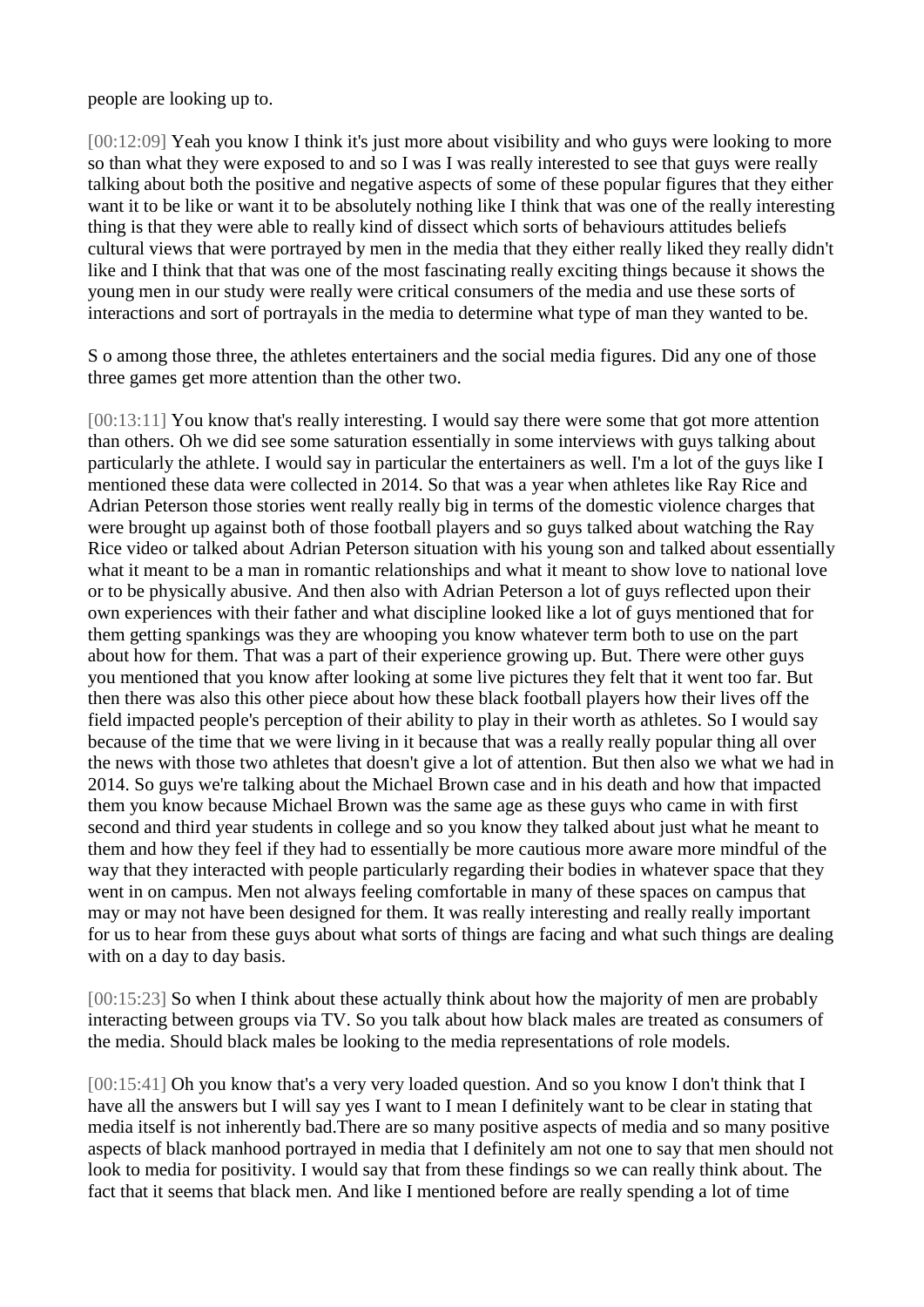people are looking up to.

[00:12:09] Yeah you know I think it's just more about visibility and who guys were looking to more so than what they were exposed to and so I was I was really interested to see that guys were really talking about both the positive and negative aspects of some of these popular figures that they either want it to be like or want it to be absolutely nothing like I think that was one of the really interesting thing is that they were able to really kind of dissect which sorts of behaviours attitudes beliefs cultural views that were portrayed by men in the media that they either really liked they really didn't like and I think that that was one of the most fascinating really exciting things because it shows the young men in our study were really were critical consumers of the media and use these sorts of interactions and sort of portrayals in the media to determine what type of man they wanted to be.

S o among those three, the athletes entertainers and the social media figures. Did any one of those three games get more attention than the other two.

[00:13:11] You know that's really interesting. I would say there were some that got more attention than others. Oh we did see some saturation essentially in some interviews with guys talking about particularly the athlete. I would say in particular the entertainers as well. I'm a lot of the guys like I mentioned these data were collected in 2014. So that was a year when athletes like Ray Rice and Adrian Peterson those stories went really really big in terms of the domestic violence charges that were brought up against both of those football players and so guys talked about watching the Ray Rice video or talked about Adrian Peterson situation with his young son and talked about essentially what it meant to be a man in romantic relationships and what it meant to show love to national love or to be physically abusive. And then also with Adrian Peterson a lot of guys reflected upon their own experiences with their father and what discipline looked like a lot of guys mentioned that for them getting spankings was they are whooping you know whatever term both to use on the part about how for them. That was a part of their experience growing up. But. There were other guys you mentioned that you know after looking at some live pictures they felt that it went too far. But then there was also this other piece about how these black football players how their lives off the field impacted people's perception of their ability to play in their worth as athletes. So I would say because of the time that we were living in it because that was a really really popular thing all over the news with those two athletes that doesn't give a lot of attention. But then also we what we had in 2014. So guys we're talking about the Michael Brown case and in his death and how that impacted them you know because Michael Brown was the same age as these guys who came in with first second and third year students in college and so you know they talked about just what he meant to them and how they feel if they had to essentially be more cautious more aware more mindful of the way that they interacted with people particularly regarding their bodies in whatever space that they went in on campus. Men not always feeling comfortable in many of these spaces on campus that may or may not have been designed for them. It was really interesting and really really important for us to hear from these guys about what sorts of things are facing and what such things are dealing with on a day to day basis.

[00:15:23] So when I think about these actually think about how the majority of men are probably interacting between groups via TV. So you talk about how black males are treated as consumers of the media. Should black males be looking to the media representations of role models.

[00:15:41] Oh you know that's a very very loaded question. And so you know I don't think that I have all the answers but I will say yes I want to I mean I definitely want to be clear in stating that media itself is not inherently bad.There are so many positive aspects of media and so many positive aspects of black manhood portrayed in media that I definitely am not one to say that men should not look to media for positivity. I would say that from these findings so we can really think about. The fact that it seems that black men. And like I mentioned before are really spending a lot of time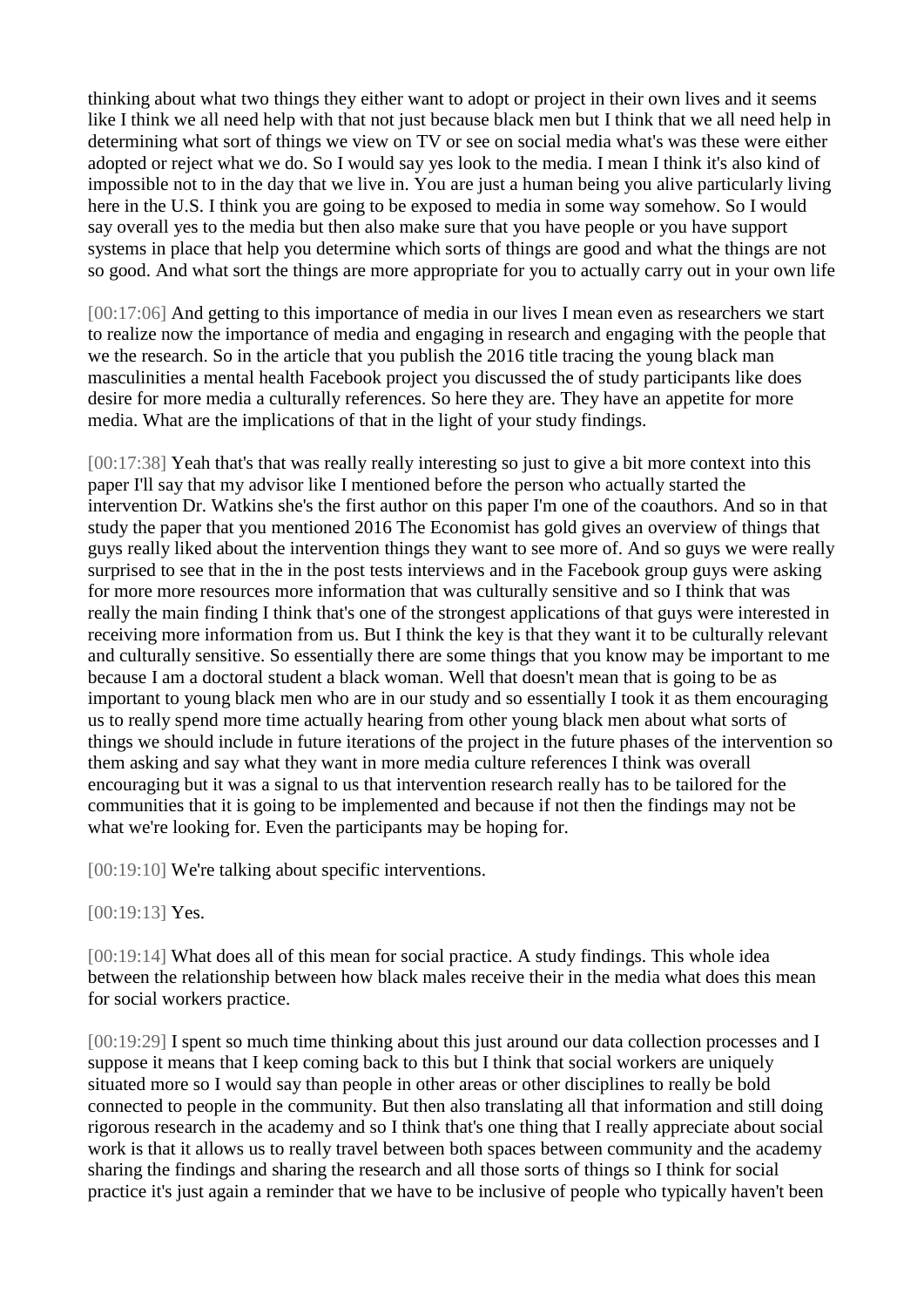thinking about what two things they either want to adopt or project in their own lives and it seems like I think we all need help with that not just because black men but I think that we all need help in determining what sort of things we view on TV or see on social media what's was these were either adopted or reject what we do. So I would say yes look to the media. I mean I think it's also kind of impossible not to in the day that we live in. You are just a human being you alive particularly living here in the U.S. I think you are going to be exposed to media in some way somehow. So I would say overall yes to the media but then also make sure that you have people or you have support systems in place that help you determine which sorts of things are good and what the things are not so good. And what sort the things are more appropriate for you to actually carry out in your own life

[00:17:06] And getting to this importance of media in our lives I mean even as researchers we start to realize now the importance of media and engaging in research and engaging with the people that we the research. So in the article that you publish the 2016 title tracing the young black man masculinities a mental health Facebook project you discussed the of study participants like does desire for more media a culturally references. So here they are. They have an appetite for more media. What are the implications of that in the light of your study findings.

[00:17:38] Yeah that's that was really really interesting so just to give a bit more context into this paper I'll say that my advisor like I mentioned before the person who actually started the intervention Dr. Watkins she's the first author on this paper I'm one of the coauthors. And so in that study the paper that you mentioned 2016 The Economist has gold gives an overview of things that guys really liked about the intervention things they want to see more of. And so guys we were really surprised to see that in the in the post tests interviews and in the Facebook group guys were asking for more more resources more information that was culturally sensitive and so I think that was really the main finding I think that's one of the strongest applications of that guys were interested in receiving more information from us. But I think the key is that they want it to be culturally relevant and culturally sensitive. So essentially there are some things that you know may be important to me because I am a doctoral student a black woman. Well that doesn't mean that is going to be as important to young black men who are in our study and so essentially I took it as them encouraging us to really spend more time actually hearing from other young black men about what sorts of things we should include in future iterations of the project in the future phases of the intervention so them asking and say what they want in more media culture references I think was overall encouraging but it was a signal to us that intervention research really has to be tailored for the communities that it is going to be implemented and because if not then the findings may not be what we're looking for. Even the participants may be hoping for.

[00:19:10] We're talking about specific interventions.

[00:19:13] Yes.

[00:19:14] What does all of this mean for social practice. A study findings. This whole idea between the relationship between how black males receive their in the media what does this mean for social workers practice.

[00:19:29] I spent so much time thinking about this just around our data collection processes and I suppose it means that I keep coming back to this but I think that social workers are uniquely situated more so I would say than people in other areas or other disciplines to really be bold connected to people in the community. But then also translating all that information and still doing rigorous research in the academy and so I think that's one thing that I really appreciate about social work is that it allows us to really travel between both spaces between community and the academy sharing the findings and sharing the research and all those sorts of things so I think for social practice it's just again a reminder that we have to be inclusive of people who typically haven't been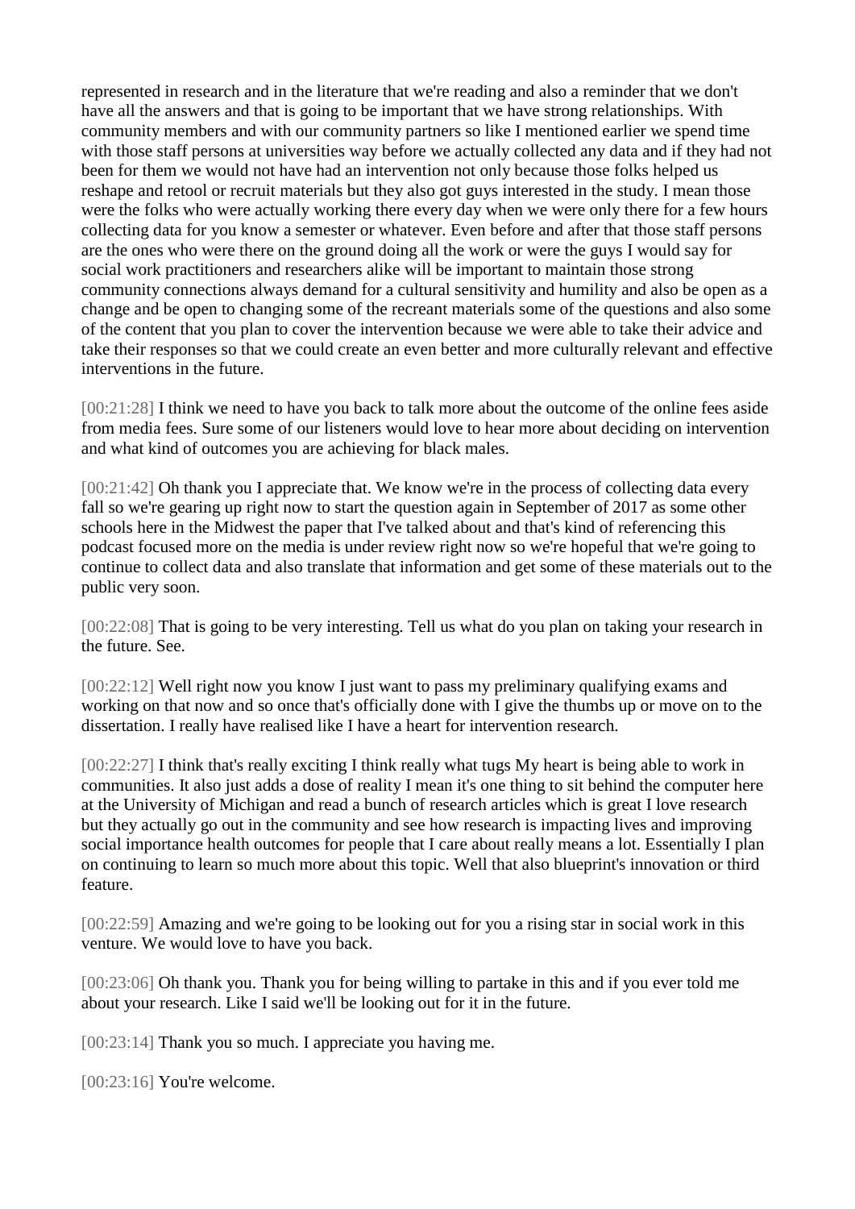represented in research and in the literature that we're reading and also a reminder that we don't have all the answers and that is going to be important that we have strong relationships. With community members and with our community partners so like I mentioned earlier we spend time with those staff persons at universities way before we actually collected any data and if they had not been for them we would not have had an intervention not only because those folks helped us reshape and retool or recruit materials but they also got guys interested in the study. I mean those were the folks who were actually working there every day when we were only there for a few hours collecting data for you know a semester or whatever. Even before and after that those staff persons are the ones who were there on the ground doing all the work or were the guys I would say for social work practitioners and researchers alike will be important to maintain those strong community connections always demand for a cultural sensitivity and humility and also be open as a change and be open to changing some of the recreant materials some of the questions and also some of the content that you plan to cover the intervention because we were able to take their advice and take their responses so that we could create an even better and more culturally relevant and effective interventions in the future.

[00:21:28] I think we need to have you back to talk more about the outcome of the online fees aside from media fees. Sure some of our listeners would love to hear more about deciding on intervention and what kind of outcomes you are achieving for black males.

[00:21:42] Oh thank you I appreciate that. We know we're in the process of collecting data every fall so we're gearing up right now to start the question again in September of 2017 as some other schools here in the Midwest the paper that I've talked about and that's kind of referencing this podcast focused more on the media is under review right now so we're hopeful that we're going to continue to collect data and also translate that information and get some of these materials out to the public very soon.

[00:22:08] That is going to be very interesting. Tell us what do you plan on taking your research in the future. See.

[00:22:12] Well right now you know I just want to pass my preliminary qualifying exams and working on that now and so once that's officially done with I give the thumbs up or move on to the dissertation. I really have realised like I have a heart for intervention research.

[00:22:27] I think that's really exciting I think really what tugs My heart is being able to work in communities. It also just adds a dose of reality I mean it's one thing to sit behind the computer here at the University of Michigan and read a bunch of research articles which is great I love research but they actually go out in the community and see how research is impacting lives and improving social importance health outcomes for people that I care about really means a lot. Essentially I plan on continuing to learn so much more about this topic. Well that also blueprint's innovation or third feature.

[00:22:59] Amazing and we're going to be looking out for you a rising star in social work in this venture. We would love to have you back.

[00:23:06] Oh thank you. Thank you for being willing to partake in this and if you ever told me about your research. Like I said we'll be looking out for it in the future.

[00:23:14] Thank you so much. I appreciate you having me.

[00:23:16] You're welcome.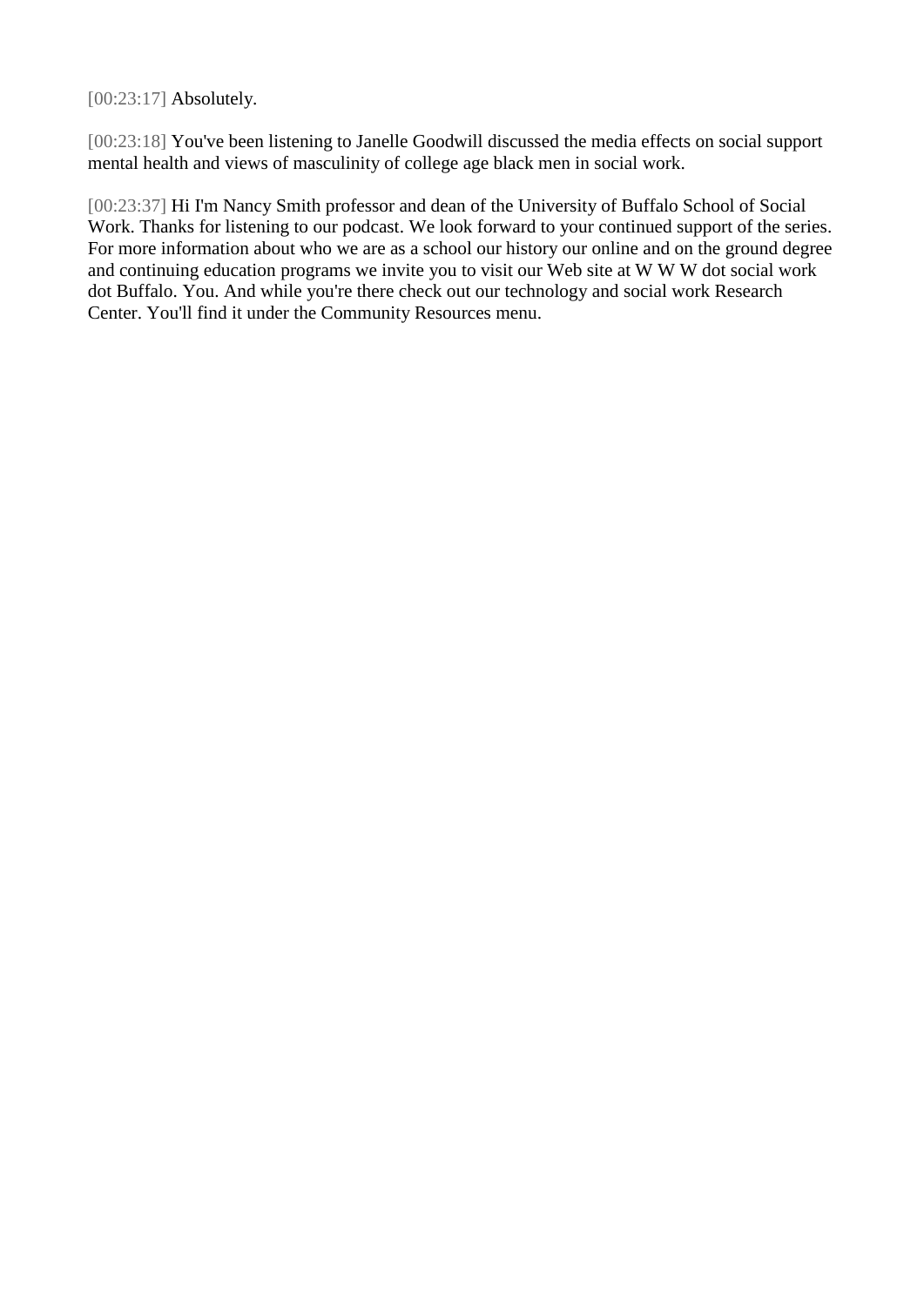[00:23:17] Absolutely.

[00:23:18] You've been listening to Janelle Goodwill discussed the media effects on social support mental health and views of masculinity of college age black men in social work.

[00:23:37] Hi I'm Nancy Smith professor and dean of the University of Buffalo School of Social Work. Thanks for listening to our podcast. We look forward to your continued support of the series. For more information about who we are as a school our history our online and on the ground degree and continuing education programs we invite you to visit our Web site at W W W dot social work dot Buffalo. You. And while you're there check out our technology and social work Research Center. You'll find it under the Community Resources menu.